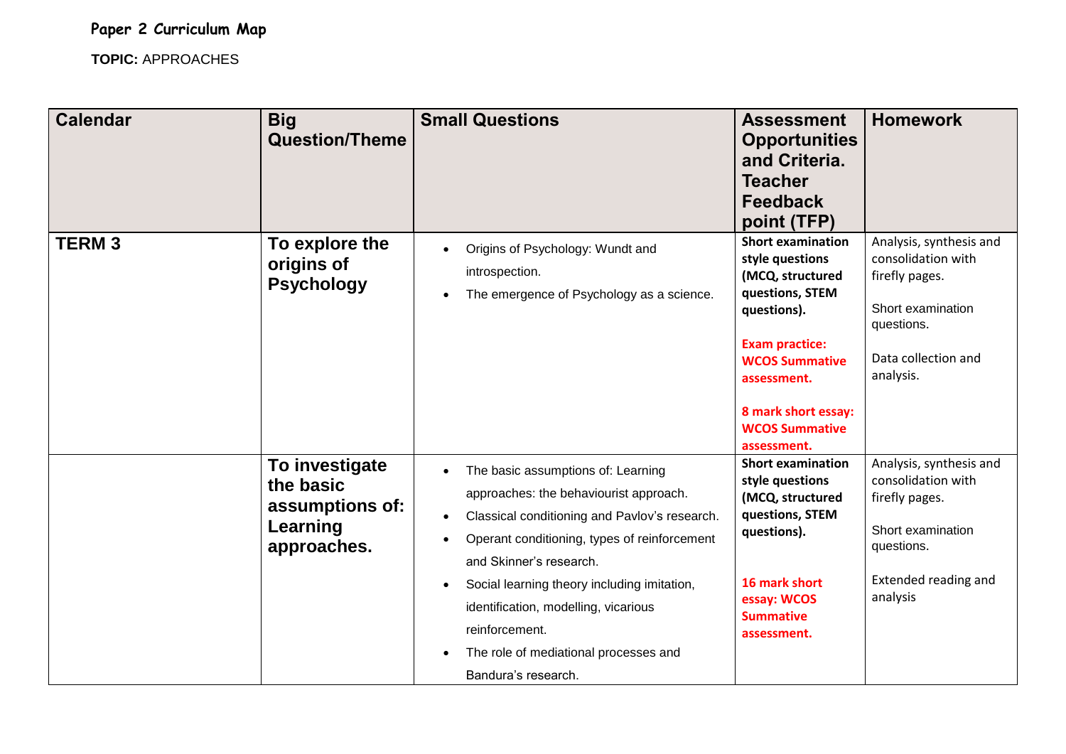# Paper 2 Curriculum Map

**TOPIC:** APPROACHES

| Calendar | Big Question/Theme | Small Questions | Assessment Opportunities and Criteria. Teacher Feedback point (TFP) | Homework |
|---|---|---|---|---|
| **TERM 3** | **To explore the origins of Psychology** | • Origins of Psychology: Wundt and introspection.<br>• The emergence of Psychology as a science. | **Short examination style questions (MCQ, structured questions, STEM questions).**<br><br>**Exam practice: WCOS Summative assessment.**<br><br>**8 mark short essay: WCOS Summative assessment.** | Analysis, synthesis and consolidation with firefly pages.<br><br>Short examination questions.<br><br>Data collection and analysis. |
| | **To investigate the basic assumptions of: Learning approaches.** | • The basic assumptions of: Learning approaches: the behaviourist approach.<br>• Classical conditioning and Pavlov's research.<br>• Operant conditioning, types of reinforcement and Skinner's research.<br>• Social learning theory including imitation, identification, modelling, vicarious reinforcement.<br>• The role of mediational processes and Bandura's research. | **Short examination style questions (MCQ, structured questions, STEM questions).**<br><br>**16 mark short essay: WCOS Summative assessment.** | Analysis, synthesis and consolidation with firefly pages.<br><br>Short examination questions.<br><br>Extended reading and analysis |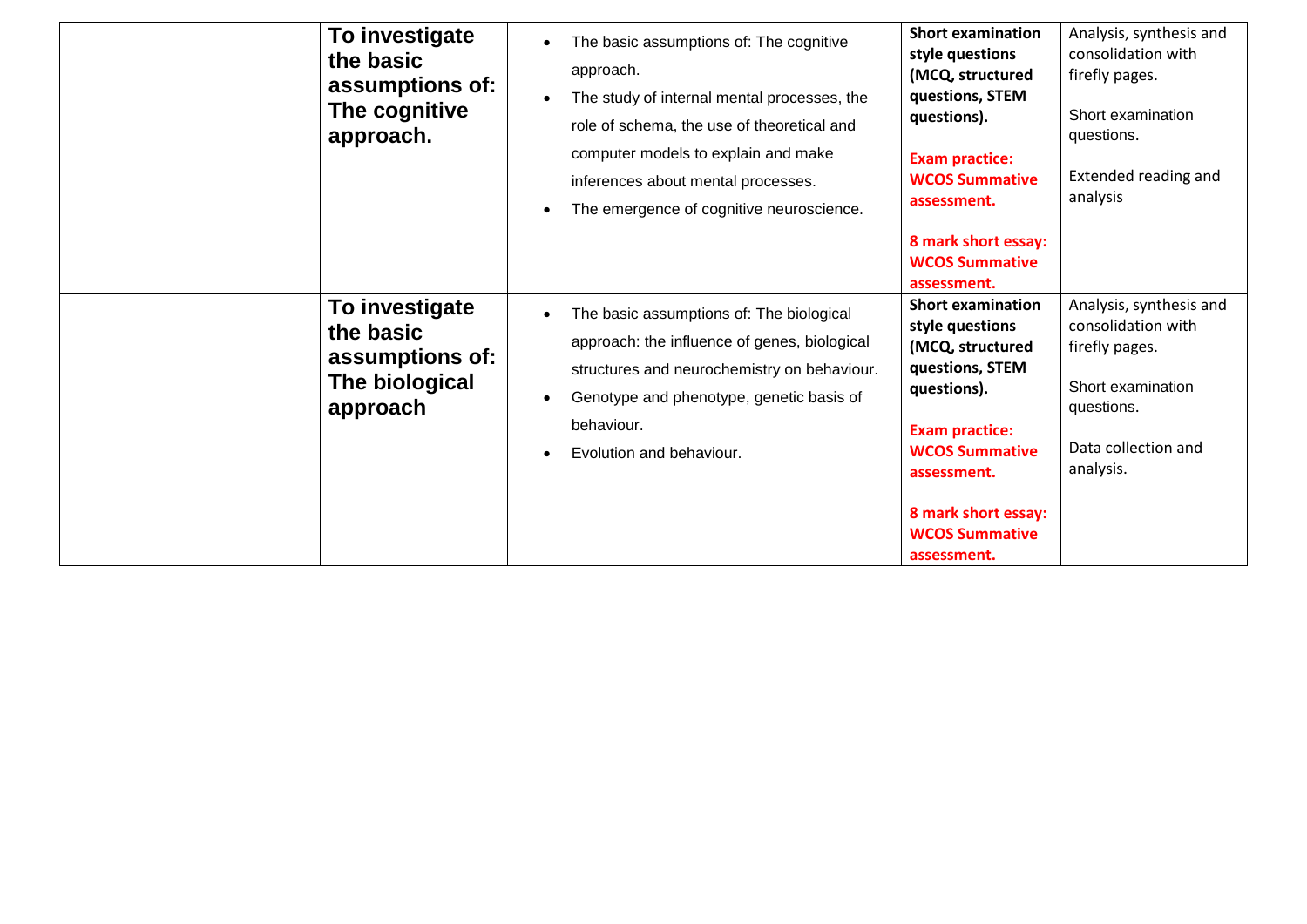| | | | | |
|---|---|---|---|---|
| | **To investigate the basic assumptions of: The cognitive approach.** | • The basic assumptions of: The cognitive approach.<br>• The study of internal mental processes, the role of schema, the use of theoretical and computer models to explain and make inferences about mental processes.<br>• The emergence of cognitive neuroscience. | **Short examination style questions (MCQ, structured questions, STEM questions).**<br><br>**Exam practice: WCOS Summative assessment.**<br><br>**8 mark short essay: WCOS Summative assessment.** | Analysis, synthesis and consolidation with firefly pages.<br><br>Short examination questions.<br><br>Extended reading and analysis |
| | **To investigate the basic assumptions of: The biological approach** | • The basic assumptions of: The biological approach: the influence of genes, biological structures and neurochemistry on behaviour.<br>• Genotype and phenotype, genetic basis of behaviour.<br>• Evolution and behaviour. | **Short examination style questions (MCQ, structured questions, STEM questions).**<br><br>**Exam practice: WCOS Summative assessment.**<br><br>**8 mark short essay: WCOS Summative assessment.** | Analysis, synthesis and consolidation with firefly pages.<br><br>Short examination questions.<br><br>Data collection and analysis. |